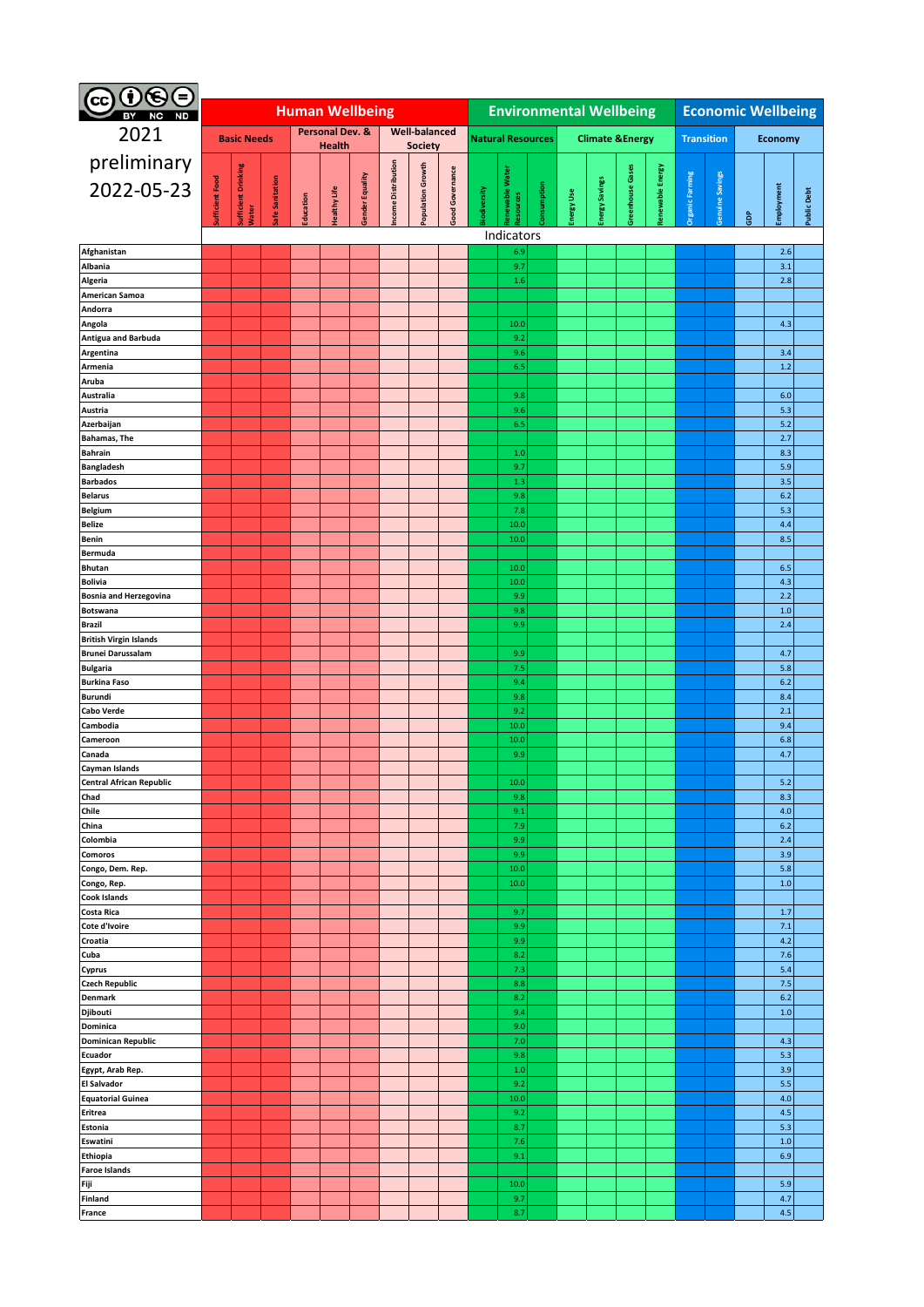BY NC ND

# 2021 preliminary 2022-05-23

| | Human Wellbeing | | | | | | | | | Environmental Wellbeing | | | | | | | Economic Wellbeing | | | | |
|---|---|---|---|---|---|---|---|---|---|---|---|---|---|---|---|---|---|---|---|---|---|
| | Basic Needs | | | Personal Dev. & Health | | | Well-balanced Society | | | Natural Resources | | | Climate &Energy | | | | Transition | | Economy | | |
| | Sufficient Food | Sufficient Drinking Water | Safe Sanitation | Education | Healthy Life | Gender Equality | Income Distribution | Population Growth | Good Governance | Biodiversity | Renewable Water Resources | Consumption | Energy Use | Energy Savings | Greenhouse Gases | Renewable Energy | Organic Farming | Genuine Savings | GDP | Employment | Public Debt |
| | Indicators | | | | | | | | | | | | | | | | | | | | |
| Afghanistan | | | | | | | | | | | 6.9 | | | | | | | | | 2.6 | |
| Albania | | | | | | | | | | | 9.7 | | | | | | | | | 3.1 | |
| Algeria | | | | | | | | | | | 1.6 | | | | | | | | | 2.8 | |
| American Samoa | | | | | | | | | | | | | | | | | | | | | |
| Andorra | | | | | | | | | | | | | | | | | | | | | |
| Angola | | | | | | | | | | | 10.0 | | | | | | | | | 4.3 | |
| Antigua and Barbuda | | | | | | | | | | | 9.2 | | | | | | | | | | |
| Argentina | | | | | | | | | | | 9.6 | | | | | | | | | 3.4 | |
| Armenia | | | | | | | | | | | 6.5 | | | | | | | | | 1.2 | |
| Aruba | | | | | | | | | | | | | | | | | | | | | |
| Australia | | | | | | | | | | | 9.8 | | | | | | | | | 6.0 | |
| Austria | | | | | | | | | | | 9.6 | | | | | | | | | 5.3 | |
| Azerbaijan | | | | | | | | | | | 6.5 | | | | | | | | | 5.2 | |
| Bahamas, The | | | | | | | | | | | | | | | | | | | | 2.7 | |
| Bahrain | | | | | | | | | | | 1.0 | | | | | | | | | 8.3 | |
| Bangladesh | | | | | | | | | | | 9.7 | | | | | | | | | 5.9 | |
| Barbados | | | | | | | | | | | 1.3 | | | | | | | | | 3.5 | |
| Belarus | | | | | | | | | | | 9.8 | | | | | | | | | 6.2 | |
| Belgium | | | | | | | | | | | 7.8 | | | | | | | | | 5.3 | |
| Belize | | | | | | | | | | | 10.0 | | | | | | | | | 4.4 | |
| Benin | | | | | | | | | | | 10.0 | | | | | | | | | 8.5 | |
| Bermuda | | | | | | | | | | | | | | | | | | | | | |
| Bhutan | | | | | | | | | | | 10.0 | | | | | | | | | 6.5 | |
| Bolivia | | | | | | | | | | | 10.0 | | | | | | | | | 4.3 | |
| Bosnia and Herzegovina | | | | | | | | | | | 9.9 | | | | | | | | | 2.2 | |
| Botswana | | | | | | | | | | | 9.8 | | | | | | | | | 1.0 | |
| Brazil | | | | | | | | | | | 9.9 | | | | | | | | | 2.4 | |
| British Virgin Islands | | | | | | | | | | | | | | | | | | | | | |
| Brunei Darussalam | | | | | | | | | | | 9.9 | | | | | | | | | 4.7 | |
| Bulgaria | | | | | | | | | | | 7.5 | | | | | | | | | 5.8 | |
| Burkina Faso | | | | | | | | | | | 9.4 | | | | | | | | | 6.2 | |
| Burundi | | | | | | | | | | | 9.8 | | | | | | | | | 8.4 | |
| Cabo Verde | | | | | | | | | | | 9.2 | | | | | | | | | 2.1 | |
| Cambodia | | | | | | | | | | | 10.0 | | | | | | | | | 9.4 | |
| Cameroon | | | | | | | | | | | 10.0 | | | | | | | | | 6.8 | |
| Canada | | | | | | | | | | | 9.9 | | | | | | | | | 4.7 | |
| Cayman Islands | | | | | | | | | | | | | | | | | | | | | |
| Central African Republic | | | | | | | | | | | 10.0 | | | | | | | | | 5.2 | |
| Chad | | | | | | | | | | | 9.8 | | | | | | | | | 8.3 | |
| Chile | | | | | | | | | | | 9.1 | | | | | | | | | 4.0 | |
| China | | | | | | | | | | | 7.9 | | | | | | | | | 6.2 | |
| Colombia | | | | | | | | | | | 9.9 | | | | | | | | | 2.4 | |
| Comoros | | | | | | | | | | | 9.9 | | | | | | | | | 3.9 | |
| Congo, Dem. Rep. | | | | | | | | | | | 10.0 | | | | | | | | | 5.8 | |
| Congo, Rep. | | | | | | | | | | | 10.0 | | | | | | | | | 1.0 | |
| Cook Islands | | | | | | | | | | | | | | | | | | | | | |
| Costa Rica | | | | | | | | | | | 9.7 | | | | | | | | | 1.7 | |
| Cote d'Ivoire | | | | | | | | | | | 9.9 | | | | | | | | | 7.1 | |
| Croatia | | | | | | | | | | | 9.9 | | | | | | | | | 4.2 | |
| Cuba | | | | | | | | | | | 8.2 | | | | | | | | | 7.6 | |
| Cyprus | | | | | | | | | | | 7.3 | | | | | | | | | 5.4 | |
| Czech Republic | | | | | | | | | | | 8.8 | | | | | | | | | 7.5 | |
| Denmark | | | | | | | | | | | 8.2 | | | | | | | | | 6.2 | |
| Djibouti | | | | | | | | | | | 9.4 | | | | | | | | | 1.0 | |
| Dominica | | | | | | | | | | | 9.0 | | | | | | | | | | |
| Dominican Republic | | | | | | | | | | | 7.0 | | | | | | | | | 4.3 | |
| Ecuador | | | | | | | | | | | 9.8 | | | | | | | | | 5.3 | |
| Egypt, Arab Rep. | | | | | | | | | | | 1.0 | | | | | | | | | 3.9 | |
| El Salvador | | | | | | | | | | | 9.2 | | | | | | | | | 5.5 | |
| Equatorial Guinea | | | | | | | | | | | 10.0 | | | | | | | | | 4.0 | |
| Eritrea | | | | | | | | | | | 9.2 | | | | | | | | | 4.5 | |
| Estonia | | | | | | | | | | | 8.7 | | | | | | | | | 5.3 | |
| Eswatini | | | | | | | | | | | 7.6 | | | | | | | | | 1.0 | |
| Ethiopia | | | | | | | | | | | 9.1 | | | | | | | | | 6.9 | |
| Faroe Islands | | | | | | | | | | | | | | | | | | | | | |
| Fiji | | | | | | | | | | | 10.0 | | | | | | | | | 5.9 | |
| Finland | | | | | | | | | | | 9.7 | | | | | | | | | 4.7 | |
| France | | | | | | | | | | | 8.7 | | | | | | | | | 4.5 | |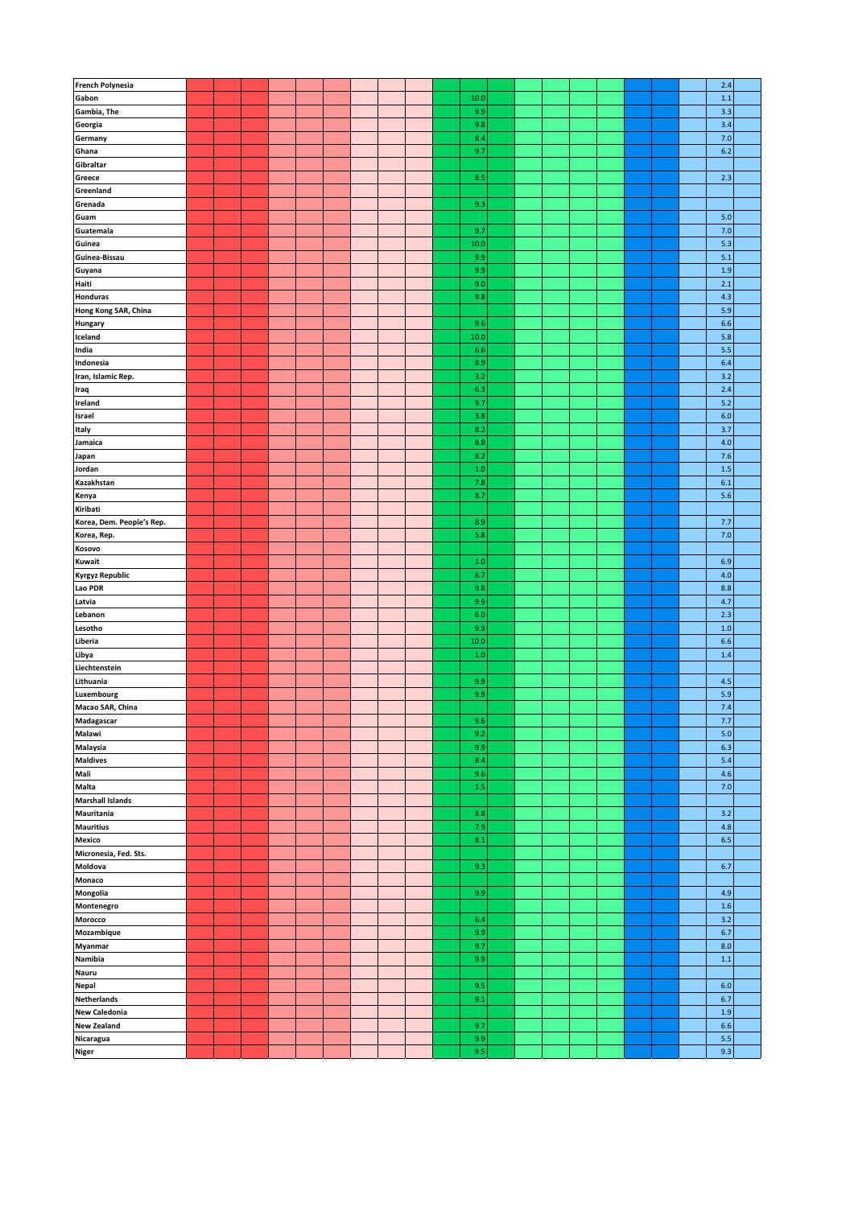| | | | | | | | | | | | | | | | | | | | | | | |
|---|---|---|---|---|---|---|---|---|---|---|---|---|---|---|---|---|---|---|---|---|---|---|
| **French Polynesia** | | | | | | | | | | | | | | | | | | | | | 2.4 | |
| **Gabon** | | | | | | | | | | | 10.0 | | | | | | | | | | 1.1 | |
| **Gambia, The** | | | | | | | | | | | 9.9 | | | | | | | | | | 3.3 | |
| **Georgia** | | | | | | | | | | | 9.8 | | | | | | | | | | 3.4 | |
| **Germany** | | | | | | | | | | | 8.4 | | | | | | | | | | 7.0 | |
| **Ghana** | | | | | | | | | | | 9.7 | | | | | | | | | | 6.2 | |
| **Gibraltar** | | | | | | | | | | | | | | | | | | | | | | |
| **Greece** | | | | | | | | | | | 8.5 | | | | | | | | | | 2.3 | |
| **Greenland** | | | | | | | | | | | | | | | | | | | | | | |
| **Grenada** | | | | | | | | | | | 9.3 | | | | | | | | | | | |
| **Guam** | | | | | | | | | | | | | | | | | | | | | 5.0 | |
| **Guatemala** | | | | | | | | | | | 9.7 | | | | | | | | | | 7.0 | |
| **Guinea** | | | | | | | | | | | 10.0 | | | | | | | | | | 5.3 | |
| **Guinea-Bissau** | | | | | | | | | | | 9.9 | | | | | | | | | | 5.1 | |
| **Guyana** | | | | | | | | | | | 9.9 | | | | | | | | | | 1.9 | |
| **Haiti** | | | | | | | | | | | 9.0 | | | | | | | | | | 2.1 | |
| **Honduras** | | | | | | | | | | | 9.8 | | | | | | | | | | 4.3 | |
| **Hong Kong SAR, China** | | | | | | | | | | | | | | | | | | | | | 5.9 | |
| **Hungary** | | | | | | | | | | | 9.6 | | | | | | | | | | 6.6 | |
| **Iceland** | | | | | | | | | | | 10.0 | | | | | | | | | | 5.8 | |
| **India** | | | | | | | | | | | 6.6 | | | | | | | | | | 5.5 | |
| **Indonesia** | | | | | | | | | | | 8.9 | | | | | | | | | | 6.4 | |
| **Iran, Islamic Rep.** | | | | | | | | | | | 3.2 | | | | | | | | | | 3.2 | |
| **Iraq** | | | | | | | | | | | 6.3 | | | | | | | | | | 2.4 | |
| **Ireland** | | | | | | | | | | | 9.7 | | | | | | | | | | 5.2 | |
| **Israel** | | | | | | | | | | | 3.8 | | | | | | | | | | 6.0 | |
| **Italy** | | | | | | | | | | | 8.2 | | | | | | | | | | 3.7 | |
| **Jamaica** | | | | | | | | | | | 8.8 | | | | | | | | | | 4.0 | |
| **Japan** | | | | | | | | | | | 8.2 | | | | | | | | | | 7.6 | |
| **Jordan** | | | | | | | | | | | 1.0 | | | | | | | | | | 1.5 | |
| **Kazakhstan** | | | | | | | | | | | 7.8 | | | | | | | | | | 6.1 | |
| **Kenya** | | | | | | | | | | | 8.7 | | | | | | | | | | 5.6 | |
| **Kiribati** | | | | | | | | | | | | | | | | | | | | | | |
| **Korea, Dem. People's Rep.** | | | | | | | | | | | 8.9 | | | | | | | | | | 7.7 | |
| **Korea, Rep.** | | | | | | | | | | | 5.8 | | | | | | | | | | 7.0 | |
| **Kosovo** | | | | | | | | | | | | | | | | | | | | | | |
| **Kuwait** | | | | | | | | | | | 1.0 | | | | | | | | | | 6.9 | |
| **Kyrgyz Republic** | | | | | | | | | | | 6.7 | | | | | | | | | | 4.0 | |
| **Lao PDR** | | | | | | | | | | | 9.8 | | | | | | | | | | 8.8 | |
| **Latvia** | | | | | | | | | | | 9.9 | | | | | | | | | | 4.7 | |
| **Lebanon** | | | | | | | | | | | 6.0 | | | | | | | | | | 2.3 | |
| **Lesotho** | | | | | | | | | | | 9.9 | | | | | | | | | | 1.0 | |
| **Liberia** | | | | | | | | | | | 10.0 | | | | | | | | | | 6.6 | |
| **Libya** | | | | | | | | | | | 1.0 | | | | | | | | | | 1.4 | |
| **Liechtenstein** | | | | | | | | | | | | | | | | | | | | | | |
| **Lithuania** | | | | | | | | | | | 9.9 | | | | | | | | | | 4.5 | |
| **Luxembourg** | | | | | | | | | | | 9.9 | | | | | | | | | | 5.9 | |
| **Macao SAR, China** | | | | | | | | | | | | | | | | | | | | | 7.4 | |
| **Madagascar** | | | | | | | | | | | 9.6 | | | | | | | | | | 7.7 | |
| **Malawi** | | | | | | | | | | | 9.2 | | | | | | | | | | 5.0 | |
| **Malaysia** | | | | | | | | | | | 9.9 | | | | | | | | | | 6.3 | |
| **Maldives** | | | | | | | | | | | 8.4 | | | | | | | | | | 5.4 | |
| **Mali** | | | | | | | | | | | 9.6 | | | | | | | | | | 4.6 | |
| **Malta** | | | | | | | | | | | 1.5 | | | | | | | | | | 7.0 | |
| **Marshall Islands** | | | | | | | | | | | | | | | | | | | | | | |
| **Mauritania** | | | | | | | | | | | 8.8 | | | | | | | | | | 3.2 | |
| **Mauritius** | | | | | | | | | | | 7.9 | | | | | | | | | | 4.8 | |
| **Mexico** | | | | | | | | | | | 8.1 | | | | | | | | | | 6.5 | |
| **Micronesia, Fed. Sts.** | | | | | | | | | | | | | | | | | | | | | | |
| **Moldova** | | | | | | | | | | | 9.3 | | | | | | | | | | 6.7 | |
| **Monaco** | | | | | | | | | | | | | | | | | | | | | | |
| **Mongolia** | | | | | | | | | | | 9.9 | | | | | | | | | | 4.9 | |
| **Montenegro** | | | | | | | | | | | | | | | | | | | | | 1.6 | |
| **Morocco** | | | | | | | | | | | 6.4 | | | | | | | | | | 3.2 | |
| **Mozambique** | | | | | | | | | | | 9.9 | | | | | | | | | | 6.7 | |
| **Myanmar** | | | | | | | | | | | 9.7 | | | | | | | | | | 8.0 | |
| **Namibia** | | | | | | | | | | | 9.9 | | | | | | | | | | 1.1 | |
| **Nauru** | | | | | | | | | | | | | | | | | | | | | | |
| **Nepal** | | | | | | | | | | | 9.5 | | | | | | | | | | 6.0 | |
| **Netherlands** | | | | | | | | | | | 9.1 | | | | | | | | | | 6.7 | |
| **New Caledonia** | | | | | | | | | | | | | | | | | | | | | 1.9 | |
| **New Zealand** | | | | | | | | | | | 9.7 | | | | | | | | | | 6.6 | |
| **Nicaragua** | | | | | | | | | | | 9.9 | | | | | | | | | | 5.5 | |
| **Niger** | | | | | | | | | | | 9.5 | | | | | | | | | | 9.3 | |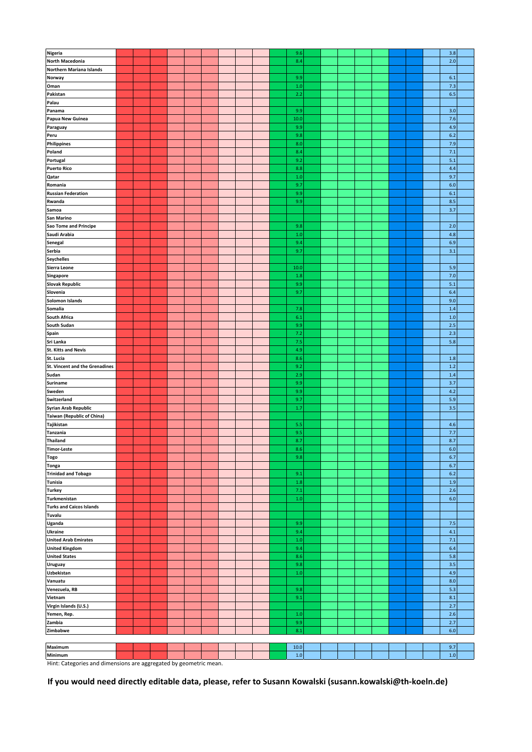| | | |
|---|---|---|
| Nigeria | 9.6 | 3.8 |
| North Macedonia | 8.4 | 2.0 |
| Northern Mariana Islands | | |
| Norway | 9.9 | 6.1 |
| Oman | 1.0 | 7.3 |
| Pakistan | 2.2 | 6.5 |
| Palau | | |
| Panama | 9.9 | 3.0 |
| Papua New Guinea | 10.0 | 7.6 |
| Paraguay | 9.9 | 4.9 |
| Peru | 9.8 | 6.2 |
| Philippines | 8.0 | 7.9 |
| Poland | 8.4 | 7.1 |
| Portugal | 9.2 | 5.1 |
| Puerto Rico | 8.8 | 4.4 |
| Qatar | 1.0 | 9.7 |
| Romania | 9.7 | 6.0 |
| Russian Federation | 9.9 | 6.1 |
| Rwanda | 9.9 | 8.5 |
| Samoa | | 3.7 |
| San Marino | | |
| Sao Tome and Principe | 9.8 | 2.0 |
| Saudi Arabia | 1.0 | 4.8 |
| Senegal | 9.4 | 6.9 |
| Serbia | 9.7 | 3.1 |
| Seychelles | | |
| Sierra Leone | 10.0 | 5.9 |
| Singapore | 1.8 | 7.0 |
| Slovak Republic | 9.9 | 5.1 |
| Slovenia | 9.7 | 6.4 |
| Solomon Islands | | 9.0 |
| Somalia | 7.8 | 1.4 |
| South Africa | 6.1 | 1.0 |
| South Sudan | 9.9 | 2.5 |
| Spain | 7.2 | 2.3 |
| Sri Lanka | 7.5 | 5.8 |
| St. Kitts and Nevis | 4.9 | |
| St. Lucia | 8.6 | 1.8 |
| St. Vincent and the Grenadines | 9.2 | 1.2 |
| Sudan | 2.9 | 1.4 |
| Suriname | 9.9 | 3.7 |
| Sweden | 9.9 | 4.2 |
| Switzerland | 9.7 | 5.9 |
| Syrian Arab Republic | 1.7 | 3.5 |
| Taiwan (Republic of China) | | |
| Tajikistan | 5.5 | 4.6 |
| Tanzania | 9.5 | 7.7 |
| Thailand | 8.7 | 8.7 |
| Timor-Leste | 8.6 | 6.0 |
| Togo | 9.8 | 6.7 |
| Tonga | | 6.7 |
| Trinidad and Tobago | 9.1 | 6.2 |
| Tunisia | 1.8 | 1.9 |
| Turkey | 7.1 | 2.6 |
| Turkmenistan | 1.0 | 6.0 |
| Turks and Caicos Islands | | |
| Tuvalu | | |
| Uganda | 9.9 | 7.5 |
| Ukraine | 9.4 | 4.1 |
| United Arab Emirates | 1.0 | 7.1 |
| United Kingdom | 9.4 | 6.4 |
| United States | 8.6 | 5.8 |
| Uruguay | 9.8 | 3.5 |
| Uzbekistan | 1.0 | 4.9 |
| Vanuatu | | 8.0 |
| Venezuela, RB | 9.8 | 5.3 |
| Vietnam | 9.1 | 8.1 |
| Virgin Islands (U.S.) | | 2.7 |
| Yemen, Rep. | 1.0 | 2.6 |
| Zambia | 9.9 | 2.7 |
| Zimbabwe | 8.1 | 6.0 |
| | | |
| Maximum | 10.0 | 9.7 |
| Minimum | 1.0 | 1.0 |

Hint: Categories and dimensions are aggregated by geometric mean.

**If you would need directly editable data, please, refer to Susann Kowalski (susann.kowalski@th-koeln.de)**